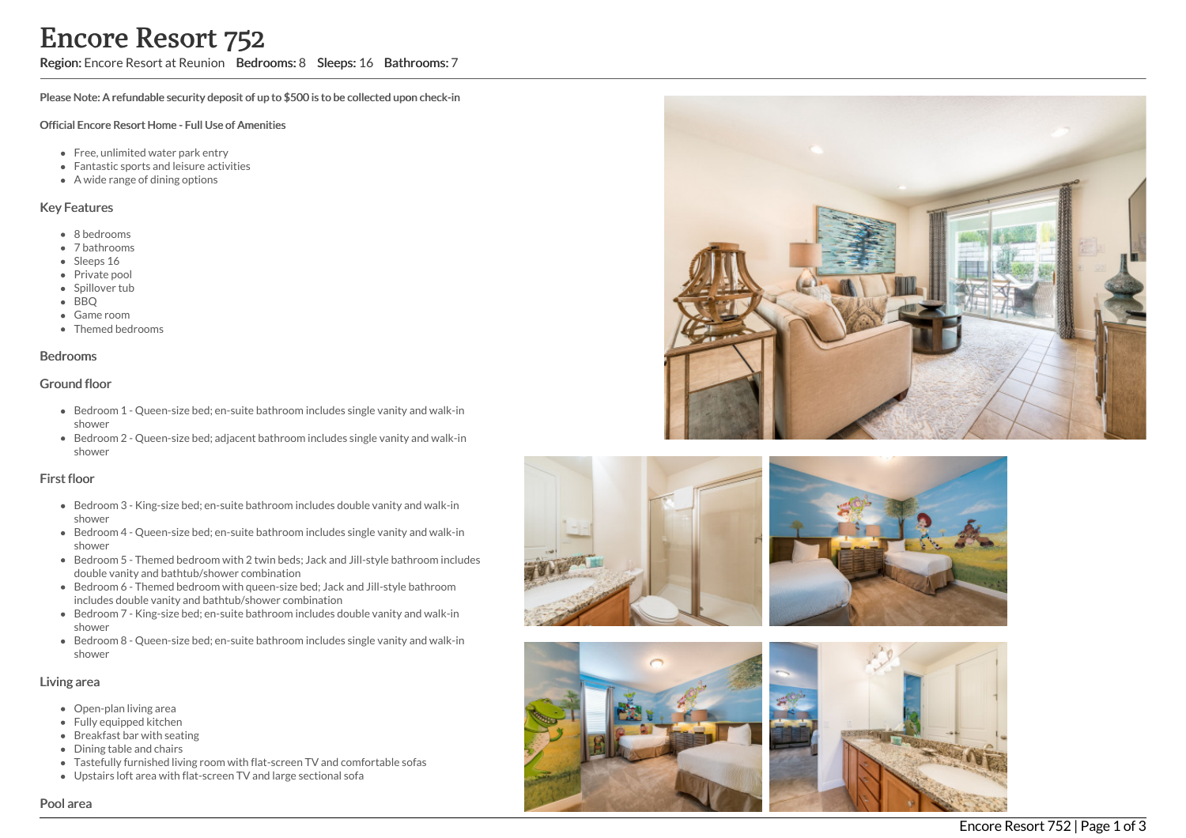# Encore Resort 752

**Region:** Encore Resort at Reunion **Bedrooms:** 8 **Sleeps:** 16 **Bathrooms:** 7

**Please Note: A refundable security deposit of up to $500 is to be collected upon check-in**

**Official Encore Resort Home - Full Use of Amenities**

- Free, unlimited water park entry
- Fantastic sports and leisure activities
- A wide range of dining options

## Key Features

- 8 bedrooms
- 7 bathrooms
- Sleeps 16
- Private pool
- Spillover tub
- BBQ
- Game room
- Themed bedrooms

## Bedrooms

### Ground floor

- Bedroom 1 - Queen-size bed; en-suite bathroom includes single vanity and walk-in shower
- Bedroom 2 - Queen-size bed; adjacent bathroom includes single vanity and walk-in shower

### First floor

- Bedroom 3 - King-size bed; en-suite bathroom includes double vanity and walk-in shower
- Bedroom 4 - Queen-size bed; en-suite bathroom includes single vanity and walk-in shower
- Bedroom 5 - Themed bedroom with 2 twin beds; Jack and Jill-style bathroom includes double vanity and bathtub/shower combination
- Bedroom 6 - Themed bedroom with queen-size bed; Jack and Jill-style bathroom includes double vanity and bathtub/shower combination
- Bedroom 7 - King-size bed; en-suite bathroom includes double vanity and walk-in shower
- Bedroom 8 - Queen-size bed; en-suite bathroom includes single vanity and walk-in shower

## Living area

- Open-plan living area
- Fully equipped kitchen
- Breakfast bar with seating
- Dining table and chairs
- Tastefully furnished living room with flat-screen TV and comfortable sofas
- Upstairs loft area with flat-screen TV and large sectional sofa

## Pool area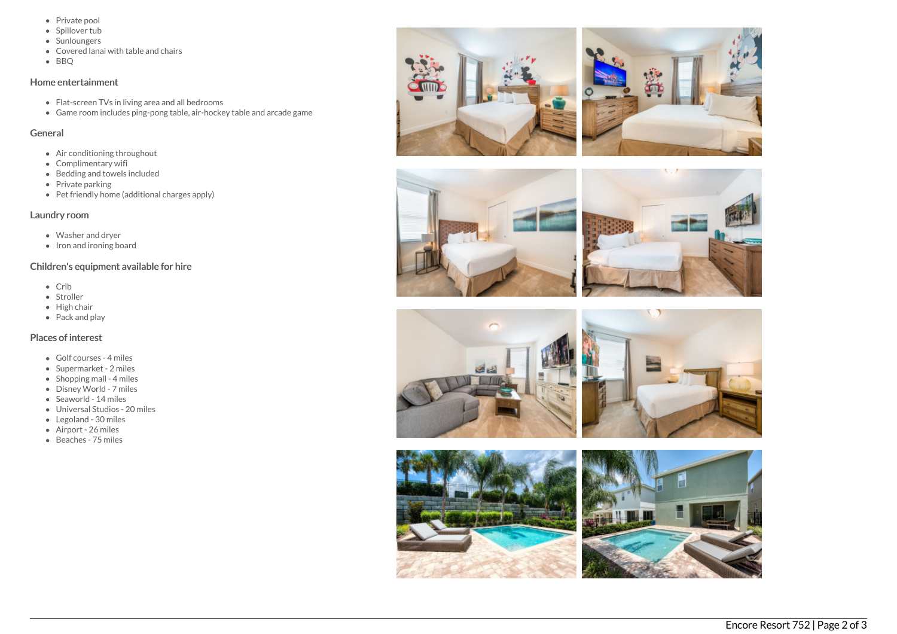- Private pool
- Spillover tub
- Sunloungers
- Covered lanai with table and chairs
- BBQ

## Home entertainment

- Flat-screen TVs in living area and all bedrooms
- Game room includes ping-pong table, air-hockey table and arcade game

## General

- Air conditioning throughout
- Complimentary wifi
- Bedding and towels included
- Private parking
- Pet friendly home (additional charges apply)

## Laundry room

- Washer and dryer
- Iron and ironing board

## Children's equipment available for hire

- Crib
- Stroller
- High chair
- Pack and play

## Places of interest

- Golf courses - 4 miles
- Supermarket - 2 miles
- Shopping mall - 4 miles
- Disney World - 7 miles
- Seaworld - 14 miles
- Universal Studios - 20 miles
- Legoland - 30 miles
- Airport - 26 miles
- Beaches - 75 miles